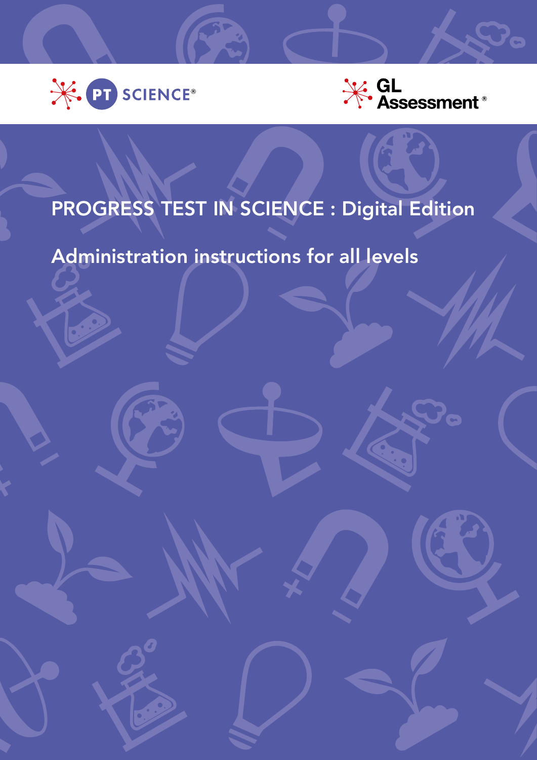PT SCIENCE®

GL Assessment®

# PROGRESS TEST IN SCIENCE : Digital Edition

## Administration instructions for all levels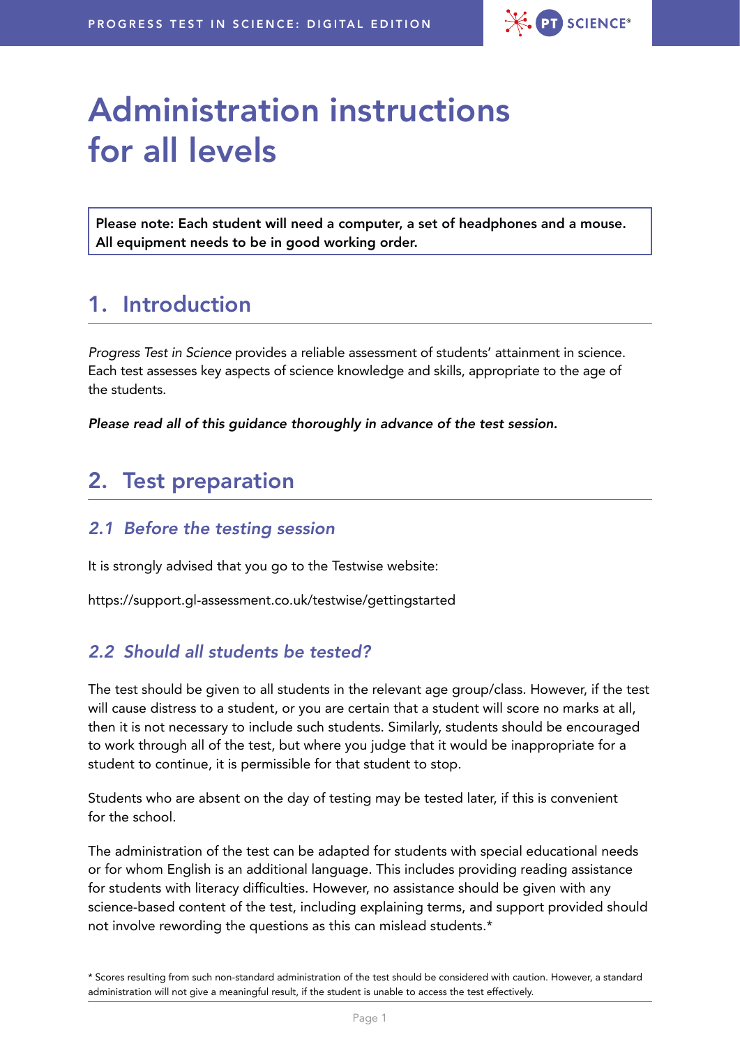# Administration instructions for all levels

**Please note: Each student will need a computer, a set of headphones and a mouse. All equipment needs to be in good working order.**

## 1. Introduction

*Progress Test in Science* provides a reliable assessment of students' attainment in science. Each test assesses key aspects of science knowledge and skills, appropriate to the age of the students.

***Please read all of this guidance thoroughly in advance of the test session.***

## 2. Test preparation

### *2.1 Before the testing session*

It is strongly advised that you go to the Testwise website:

https://support.gl-assessment.co.uk/testwise/gettingstarted

### *2.2 Should all students be tested?*

The test should be given to all students in the relevant age group/class. However, if the test will cause distress to a student, or you are certain that a student will score no marks at all, then it is not necessary to include such students. Similarly, students should be encouraged to work through all of the test, but where you judge that it would be inappropriate for a student to continue, it is permissible for that student to stop.

Students who are absent on the day of testing may be tested later, if this is convenient for the school.

The administration of the test can be adapted for students with special educational needs or for whom English is an additional language. This includes providing reading assistance for students with literacy difficulties. However, no assistance should be given with any science-based content of the test, including explaining terms, and support provided should not involve rewording the questions as this can mislead students.*

\* Scores resulting from such non-standard administration of the test should be considered with caution. However, a standard administration will not give a meaningful result, if the student is unable to access the test effectively.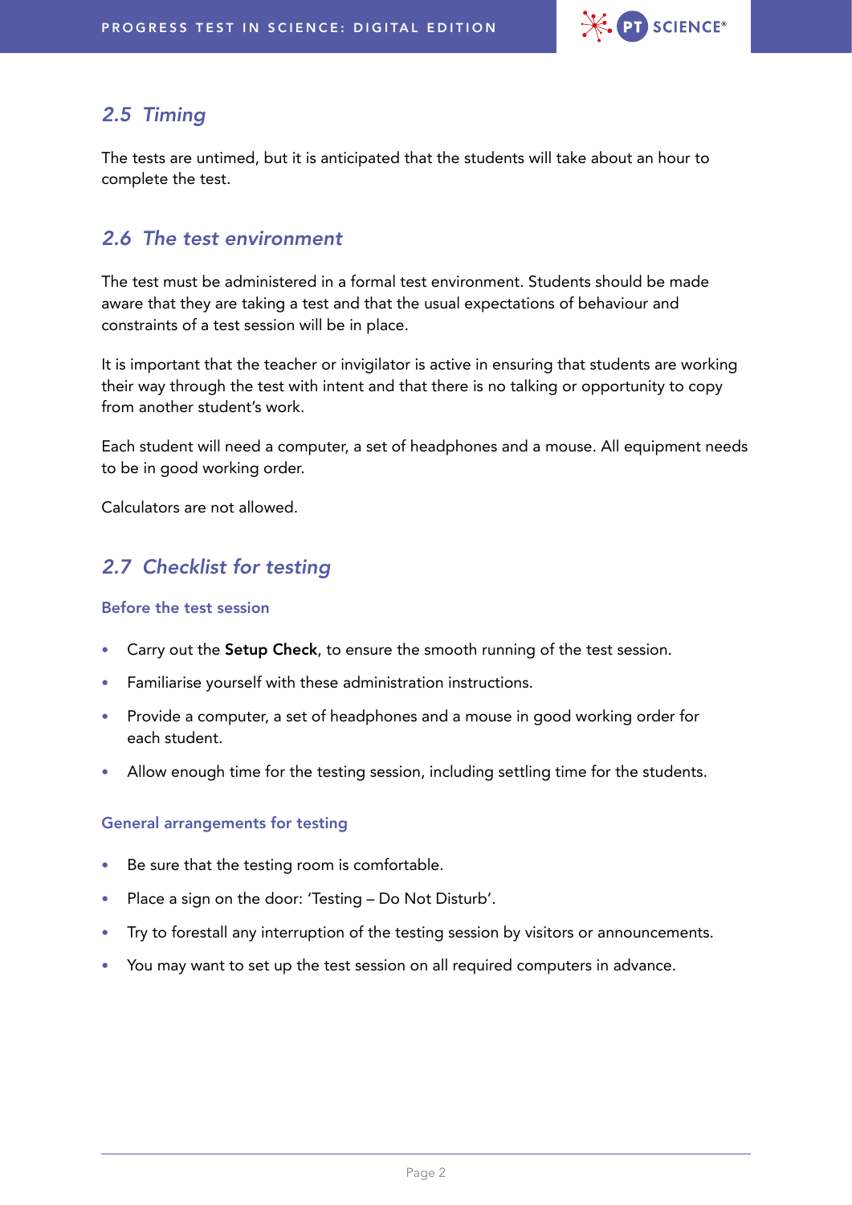## *2.5 Timing*

The tests are untimed, but it is anticipated that the students will take about an hour to complete the test.

## *2.6 The test environment*

The test must be administered in a formal test environment. Students should be made aware that they are taking a test and that the usual expectations of behaviour and constraints of a test session will be in place.

It is important that the teacher or invigilator is active in ensuring that students are working their way through the test with intent and that there is no talking or opportunity to copy from another student's work.

Each student will need a computer, a set of headphones and a mouse. All equipment needs to be in good working order.

Calculators are not allowed.

## *2.7 Checklist for testing*

### Before the test session

- Carry out the **Setup Check**, to ensure the smooth running of the test session.
- Familiarise yourself with these administration instructions.
- Provide a computer, a set of headphones and a mouse in good working order for each student.
- Allow enough time for the testing session, including settling time for the students.

### General arrangements for testing

- Be sure that the testing room is comfortable.
- Place a sign on the door: 'Testing – Do Not Disturb'.
- Try to forestall any interruption of the testing session by visitors or announcements.
- You may want to set up the test session on all required computers in advance.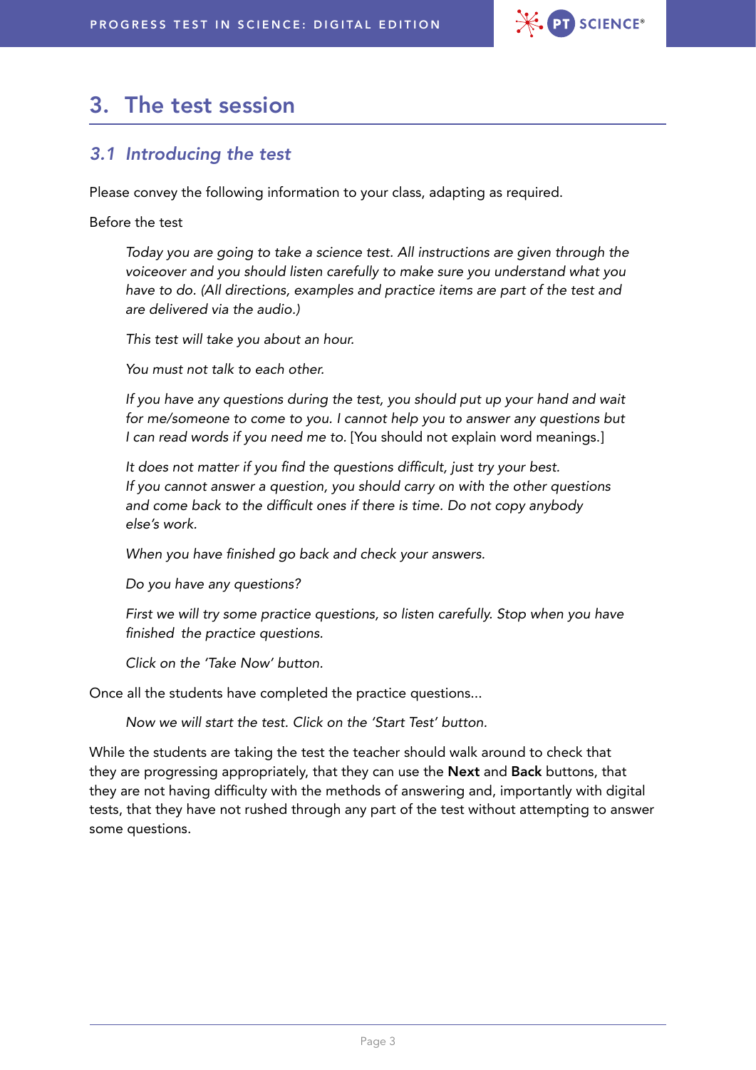# 3. The test session

## *3.1 Introducing the test*

Please convey the following information to your class, adapting as required.

Before the test

> *Today you are going to take a science test. All instructions are given through the voiceover and you should listen carefully to make sure you understand what you have to do. (All directions, examples and practice items are part of the test and are delivered via the audio.)*
>
> *This test will take you about an hour.*
>
> *You must not talk to each other.*
>
> *If you have any questions during the test, you should put up your hand and wait for me/someone to come to you. I cannot help you to answer any questions but I can read words if you need me to.* [You should not explain word meanings.]
>
> *It does not matter if you find the questions difficult, just try your best. If you cannot answer a question, you should carry on with the other questions and come back to the difficult ones if there is time. Do not copy anybody else's work.*
>
> *When you have finished go back and check your answers.*
>
> *Do you have any questions?*
>
> *First we will try some practice questions, so listen carefully. Stop when you have finished the practice questions.*
>
> *Click on the 'Take Now' button.*

Once all the students have completed the practice questions...

> *Now we will start the test. Click on the 'Start Test' button.*

While the students are taking the test the teacher should walk around to check that they are progressing appropriately, that they can use the **Next** and **Back** buttons, that they are not having difficulty with the methods of answering and, importantly with digital tests, that they have not rushed through any part of the test without attempting to answer some questions.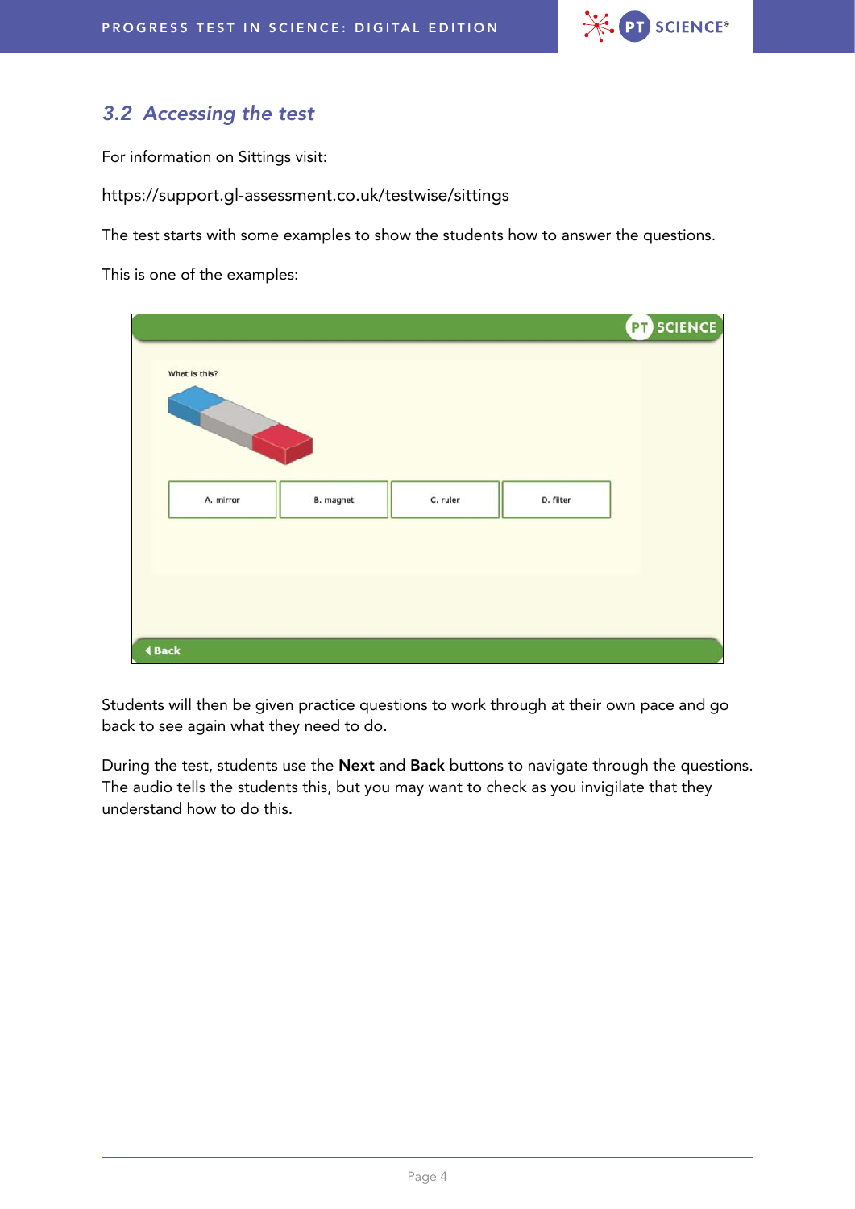### 3.2 Accessing the test

For information on Sittings visit:

https://support.gl-assessment.co.uk/testwise/sittings

The test starts with some examples to show the students how to answer the questions.

This is one of the examples:

Students will then be given practice questions to work through at their own pace and go back to see again what they need to do.

During the test, students use the **Next** and **Back** buttons to navigate through the questions. The audio tells the students this, but you may want to check as you invigilate that they understand how to do this.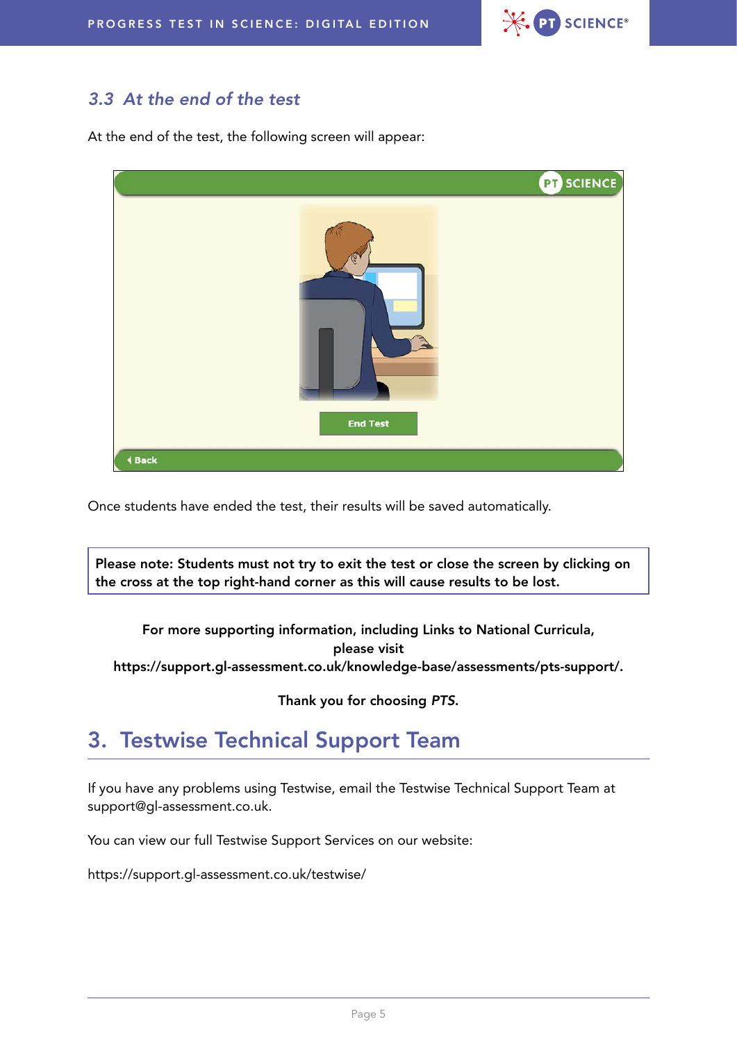### 3.3 At the end of the test

At the end of the test, the following screen will appear:

Once students have ended the test, their results will be saved automatically.

**Please note: Students must not try to exit the test or close the screen by clicking on the cross at the top right-hand corner as this will cause results to be lost.**

**For more supporting information, including Links to National Curricula, please visit https://support.gl-assessment.co.uk/knowledge-base/assessments/pts-support/.**

**Thank you for choosing *PTS*.**

## 3. Testwise Technical Support Team

If you have any problems using Testwise, email the Testwise Technical Support Team at support@gl-assessment.co.uk.

You can view our full Testwise Support Services on our website:

https://support.gl-assessment.co.uk/testwise/